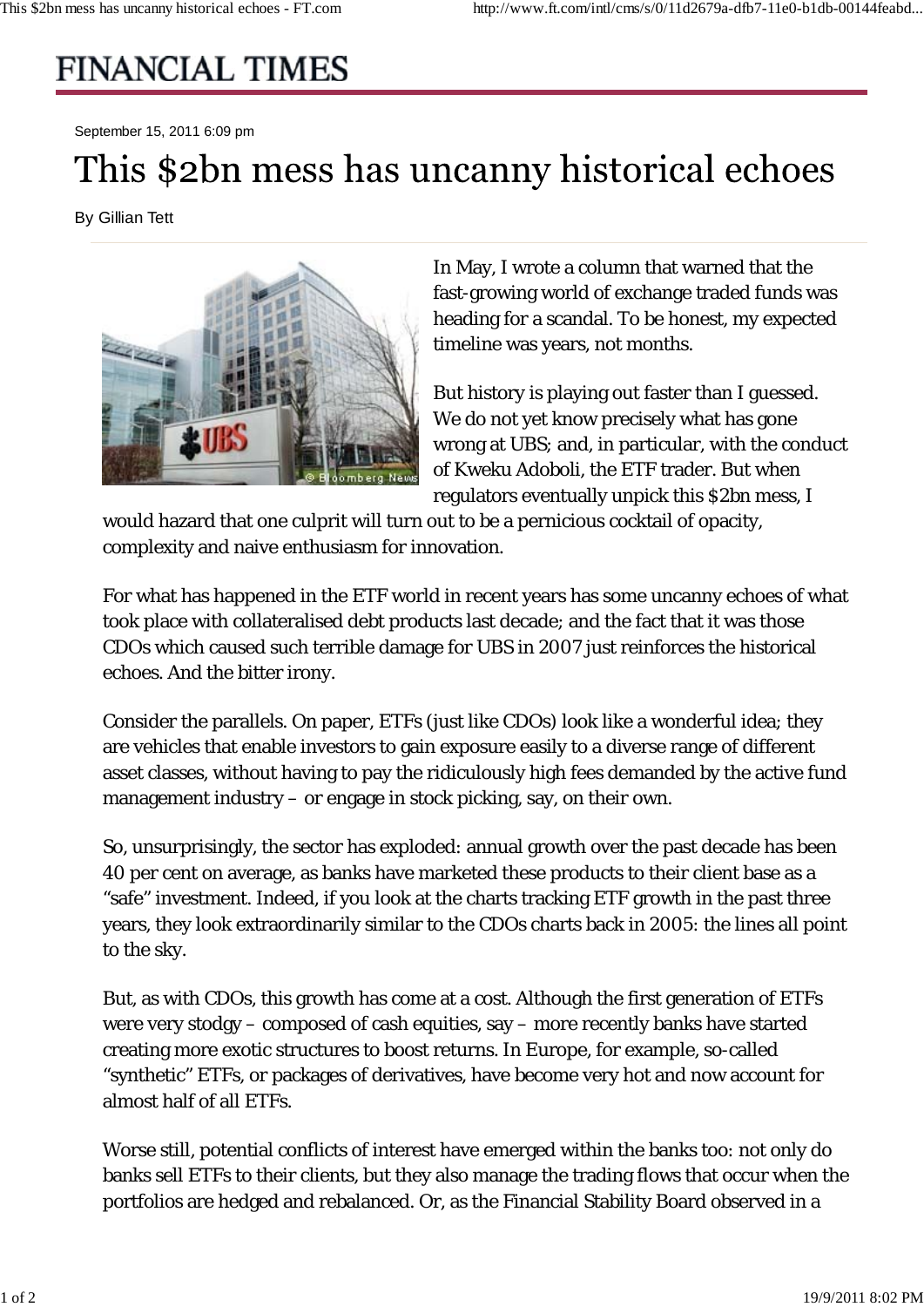# FINANCIAL TIMES

September 15, 2011 6:09 pm

# This $2bn mess has uncanny historical echoes

By Gillian Tett

In May, I wrote a column that warned that the fast-growing world of exchange traded funds was heading for a scandal. To be honest, my expected timeline was years, not months.

But history is playing out faster than I guessed. We do not yet know precisely what has gone wrong at UBS; and, in particular, with the conduct of Kweku Adoboli, the ETF trader. But when regulators eventually unpick this $2bn mess, I would hazard that one culprit will turn out to be a pernicious cocktail of opacity, complexity and naive enthusiasm for innovation.

For what has happened in the ETF world in recent years has some uncanny echoes of what took place with collateralised debt products last decade; and the fact that it was those CDOs which caused such terrible damage for UBS in 2007 just reinforces the historical echoes. And the bitter irony.

Consider the parallels. On paper, ETFs (just like CDOs) look like a wonderful idea; they are vehicles that enable investors to gain exposure easily to a diverse range of different asset classes, without having to pay the ridiculously high fees demanded by the active fund management industry – or engage in stock picking, say, on their own.

So, unsurprisingly, the sector has exploded: annual growth over the past decade has been 40 per cent on average, as banks have marketed these products to their client base as a "safe" investment. Indeed, if you look at the charts tracking ETF growth in the past three years, they look extraordinarily similar to the CDOs charts back in 2005: the lines all point to the sky.

But, as with CDOs, this growth has come at a cost. Although the first generation of ETFs were very stodgy – composed of cash equities, say – more recently banks have started creating more exotic structures to boost returns. In Europe, for example, so-called "synthetic" ETFs, or packages of derivatives, have become very hot and now account for almost half of all ETFs.

Worse still, potential conflicts of interest have emerged within the banks too: not only do banks sell ETFs to their clients, but they also manage the trading flows that occur when the portfolios are hedged and rebalanced. Or, as the Financial Stability Board observed in a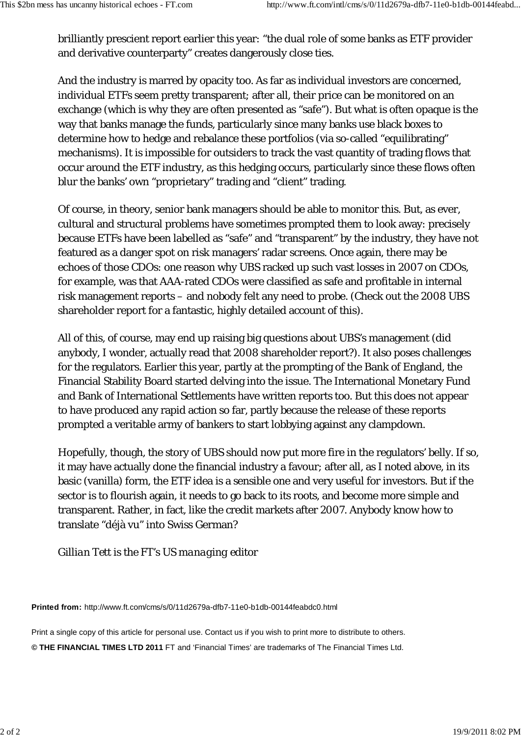brilliantly prescient report earlier this year: “the dual role of some banks as ETF provider and derivative counterparty” creates dangerously close ties.

And the industry is marred by opacity too. As far as individual investors are concerned, individual ETFs seem pretty transparent; after all, their price can be monitored on an exchange (which is why they are often presented as “safe”). But what is often opaque is the way that banks manage the funds, particularly since many banks use black boxes to determine how to hedge and rebalance these portfolios (via so-called “equilibrating” mechanisms). It is impossible for outsiders to track the vast quantity of trading flows that occur around the ETF industry, as this hedging occurs, particularly since these flows often blur the banks’ own “proprietary” trading and “client” trading.

Of course, in theory, senior bank managers should be able to monitor this. But, as ever, cultural and structural problems have sometimes prompted them to look away: precisely because ETFs have been labelled as “safe” and “transparent” by the industry, they have not featured as a danger spot on risk managers’ radar screens. Once again, there may be echoes of those CDOs: one reason why UBS racked up such vast losses in 2007 on CDOs, for example, was that AAA-rated CDOs were classified as safe and profitable in internal risk management reports – and nobody felt any need to probe. (Check out the 2008 UBS shareholder report for a fantastic, highly detailed account of this).

All of this, of course, may end up raising big questions about UBS’s management (did anybody, I wonder, actually read that 2008 shareholder report?). It also poses challenges for the regulators. Earlier this year, partly at the prompting of the Bank of England, the Financial Stability Board started delving into the issue. The International Monetary Fund and Bank of International Settlements have written reports too. But this does not appear to have produced any rapid action so far, partly because the release of these reports prompted a veritable army of bankers to start lobbying against any clampdown.

Hopefully, though, the story of UBS should now put more fire in the regulators’ belly. If so, it may have actually done the financial industry a favour; after all, as I noted above, in its basic (vanilla) form, the ETF idea is a sensible one and very useful for investors. But if the sector is to flourish again, it needs to go back to its roots, and become more simple and transparent. Rather, in fact, like the credit markets after 2007. Anybody know how to translate “déjà vu” into Swiss German?

*Gillian Tett is the FT’s US managing editor*

**Printed from:** http://www.ft.com/cms/s/0/11d2679a-dfb7-11e0-b1db-00144feabdc0.html

Print a single copy of this article for personal use. Contact us if you wish to print more to distribute to others.

**© THE FINANCIAL TIMES LTD 2011** FT and ‘Financial Times’ are trademarks of The Financial Times Ltd.